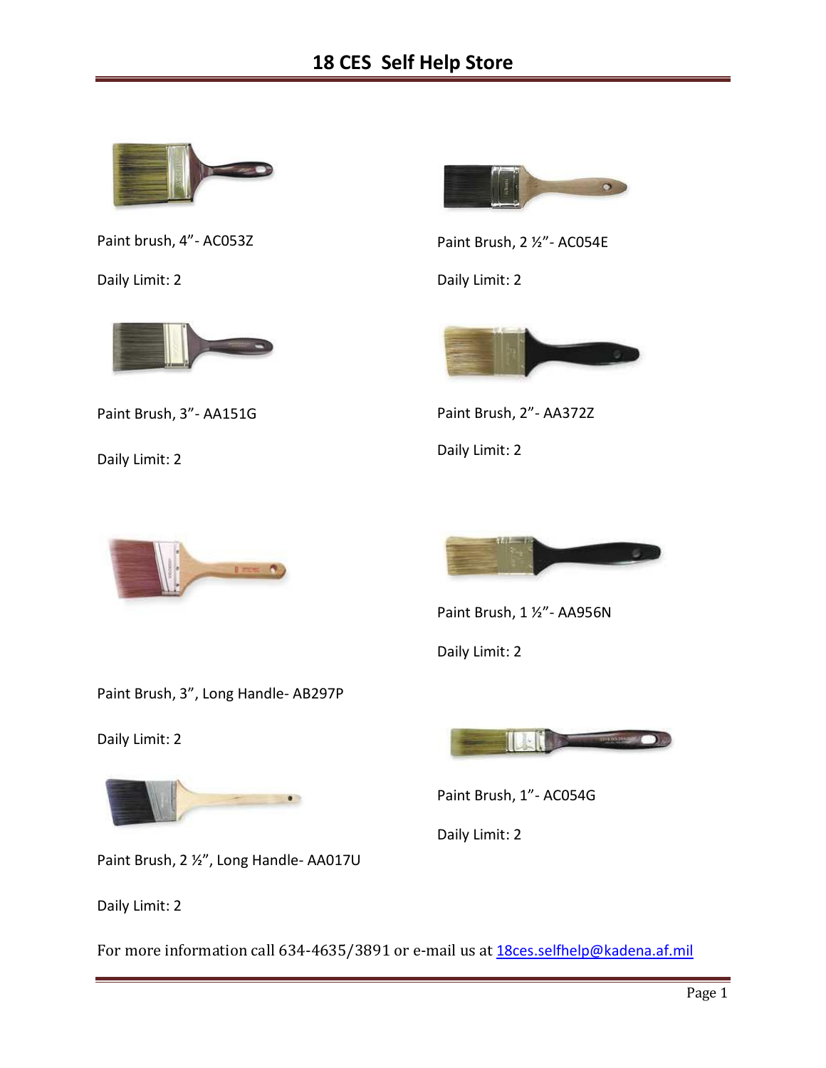# 18 CES Self Help Store

Paint brush, 4”- AC053Z

Daily Limit: 2

Paint Brush, 2 ½”- AC054E

Daily Limit: 2

Paint Brush, 3”- AA151G

Daily Limit: 2

Paint Brush, 2”- AA372Z

Daily Limit: 2

Paint Brush, 1 ½”- AA956N

Daily Limit: 2

Paint Brush, 3”, Long Handle- AB297P

Daily Limit: 2

Paint Brush, 1”- AC054G

Daily Limit: 2

Paint Brush, 2 ½”, Long Handle- AA017U

Daily Limit: 2

For more information call 634-4635/3891 or e-mail us at [18ces.selfhelp@kadena.af.mil](mailto:18ces.selfhelp@kadena.af.mil)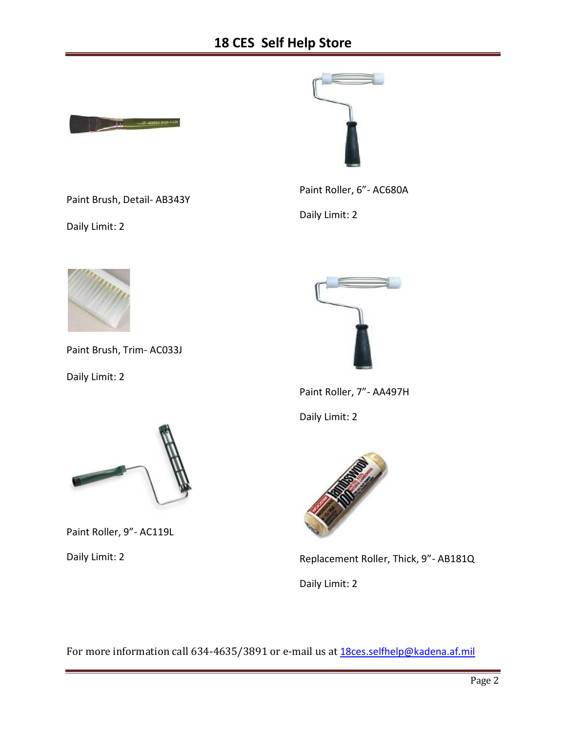# 18 CES Self Help Store

Paint Brush, Detail- AB343Y

Daily Limit: 2

Paint Roller, 6"- AC680A

Daily Limit: 2

Paint Brush, Trim- AC033J

Daily Limit: 2

Paint Roller, 7"- AA497H

Daily Limit: 2

Paint Roller, 9"- AC119L

Daily Limit: 2

Replacement Roller, Thick, 9"- AB181Q

Daily Limit: 2

For more information call 634-4635/3891 or e-mail us at 18ces.selfhelp@kadena.af.mil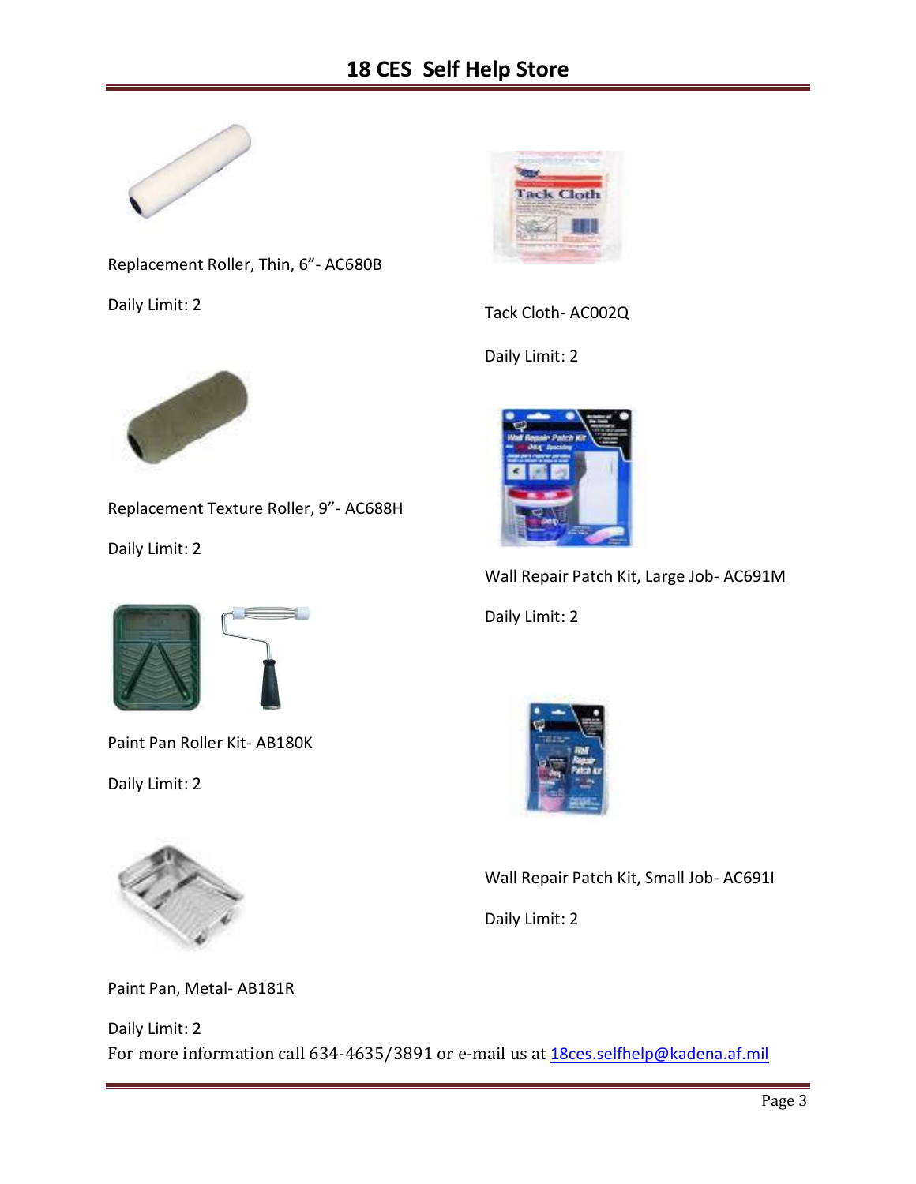# 18 CES Self Help Store

Replacement Roller, Thin, 6"- AC680B

Daily Limit: 2

Replacement Texture Roller, 9"- AC688H

Daily Limit: 2

Paint Pan Roller Kit- AB180K

Daily Limit: 2

Paint Pan, Metal- AB181R

Daily Limit: 2

Tack Cloth- AC002Q

Daily Limit: 2

Wall Repair Patch Kit, Large Job- AC691M

Daily Limit: 2

Wall Repair Patch Kit, Small Job- AC691I

Daily Limit: 2

For more information call 634-4635/3891 or e-mail us at 18ces.selfhelp@kadena.af.mil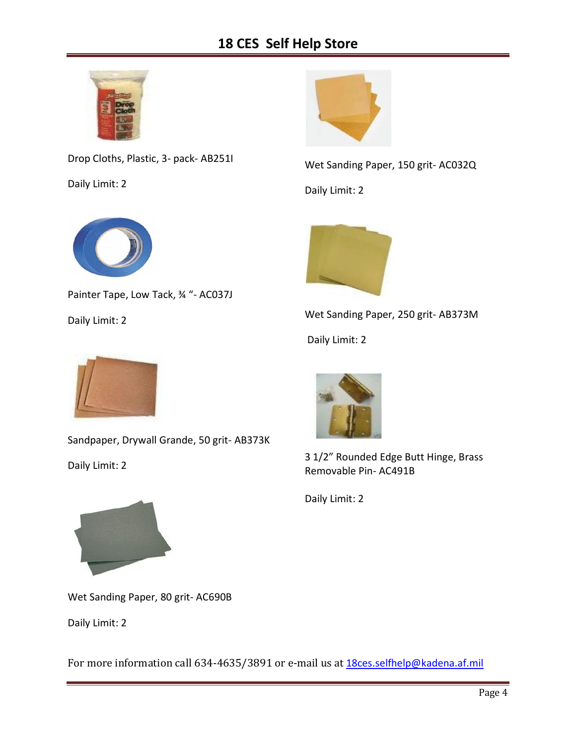# 18 CES Self Help Store

Drop Cloths, Plastic, 3- pack- AB251I

Daily Limit: 2

Painter Tape, Low Tack, ¾ "- AC037J

Daily Limit: 2

Sandpaper, Drywall Grande, 50 grit- AB373K

Daily Limit: 2

Wet Sanding Paper, 80 grit- AC690B

Daily Limit: 2

Wet Sanding Paper, 150 grit- AC032Q

Daily Limit: 2

Wet Sanding Paper, 250 grit- AB373M

Daily Limit: 2

3 1/2" Rounded Edge Butt Hinge, Brass Removable Pin- AC491B

Daily Limit: 2

For more information call 634-4635/3891 or e-mail us at 18ces.selfhelp@kadena.af.mil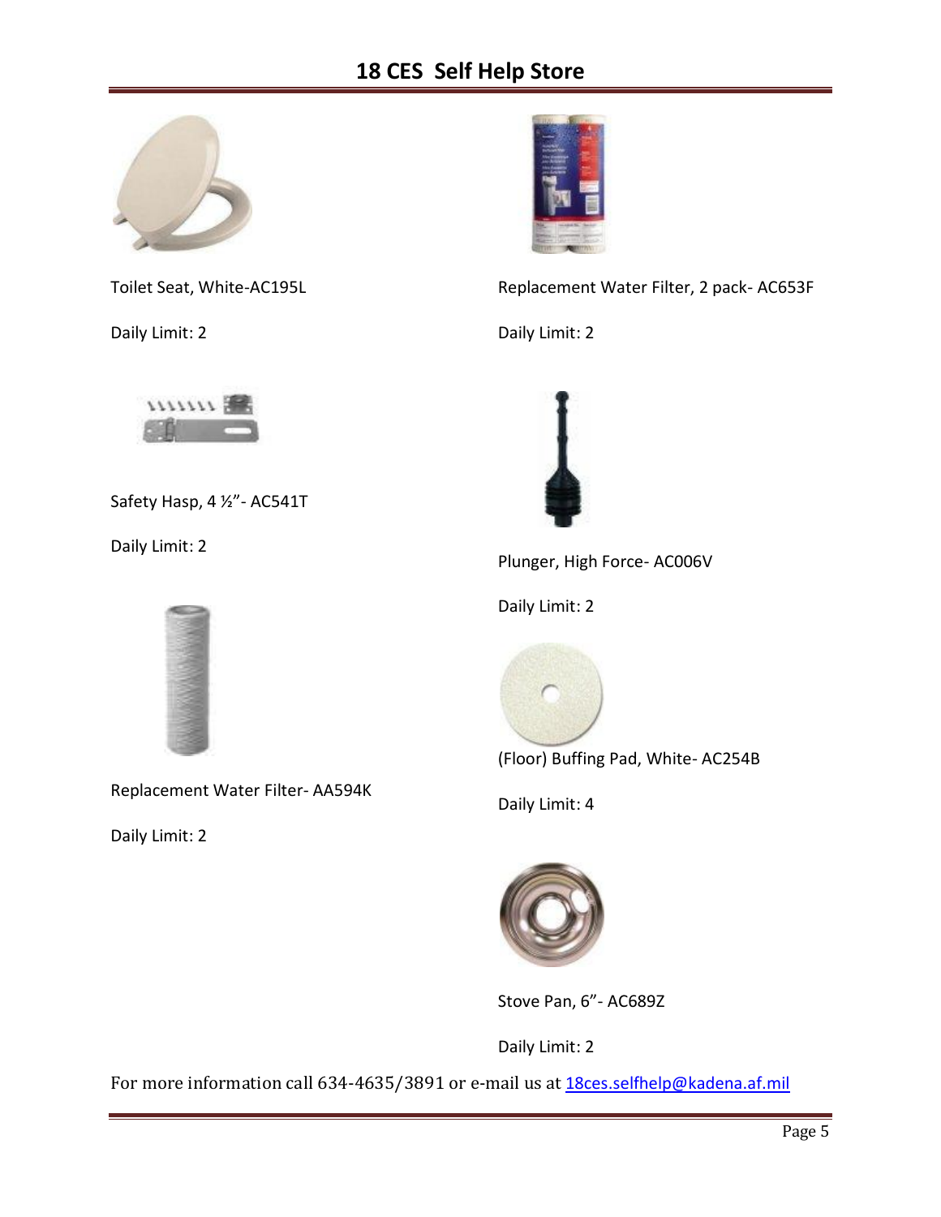# 18 CES Self Help Store

Toilet Seat, White-AC195L

Daily Limit: 2

Safety Hasp, 4 ½"- AC541T

Daily Limit: 2

Replacement Water Filter- AA594K

Daily Limit: 2

Replacement Water Filter, 2 pack- AC653F

Daily Limit: 2

Plunger, High Force- AC006V

Daily Limit: 2

(Floor) Buffing Pad, White- AC254B

Daily Limit: 4

Stove Pan, 6"- AC689Z

Daily Limit: 2

For more information call 634-4635/3891 or e-mail us at 18ces.selfhelp@kadena.af.mil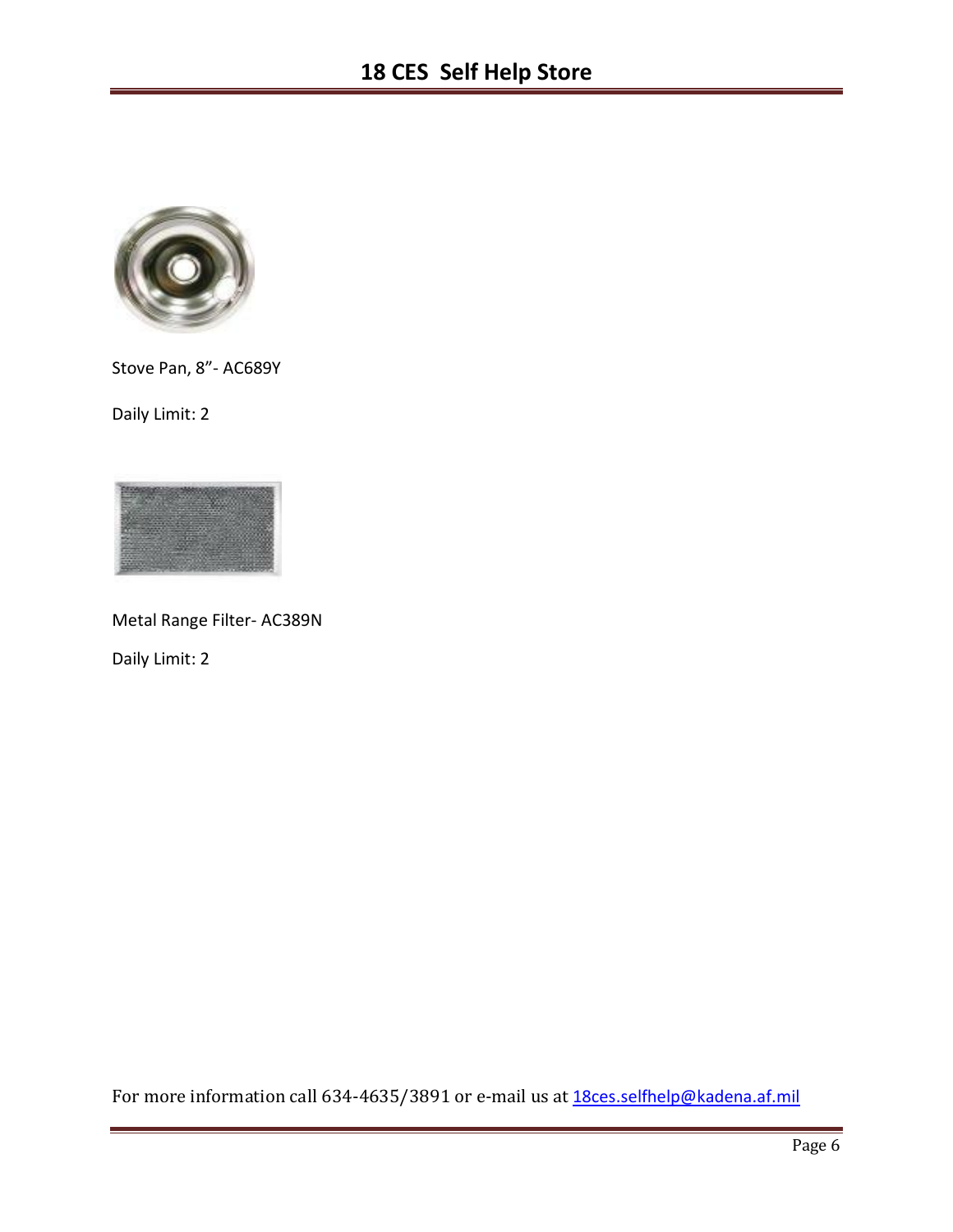Stove Pan, 8"- AC689Y

Daily Limit: 2

Metal Range Filter- AC389N

Daily Limit: 2

For more information call 634-4635/3891 or e-mail us at 18ces.selfhelp@kadena.af.mil